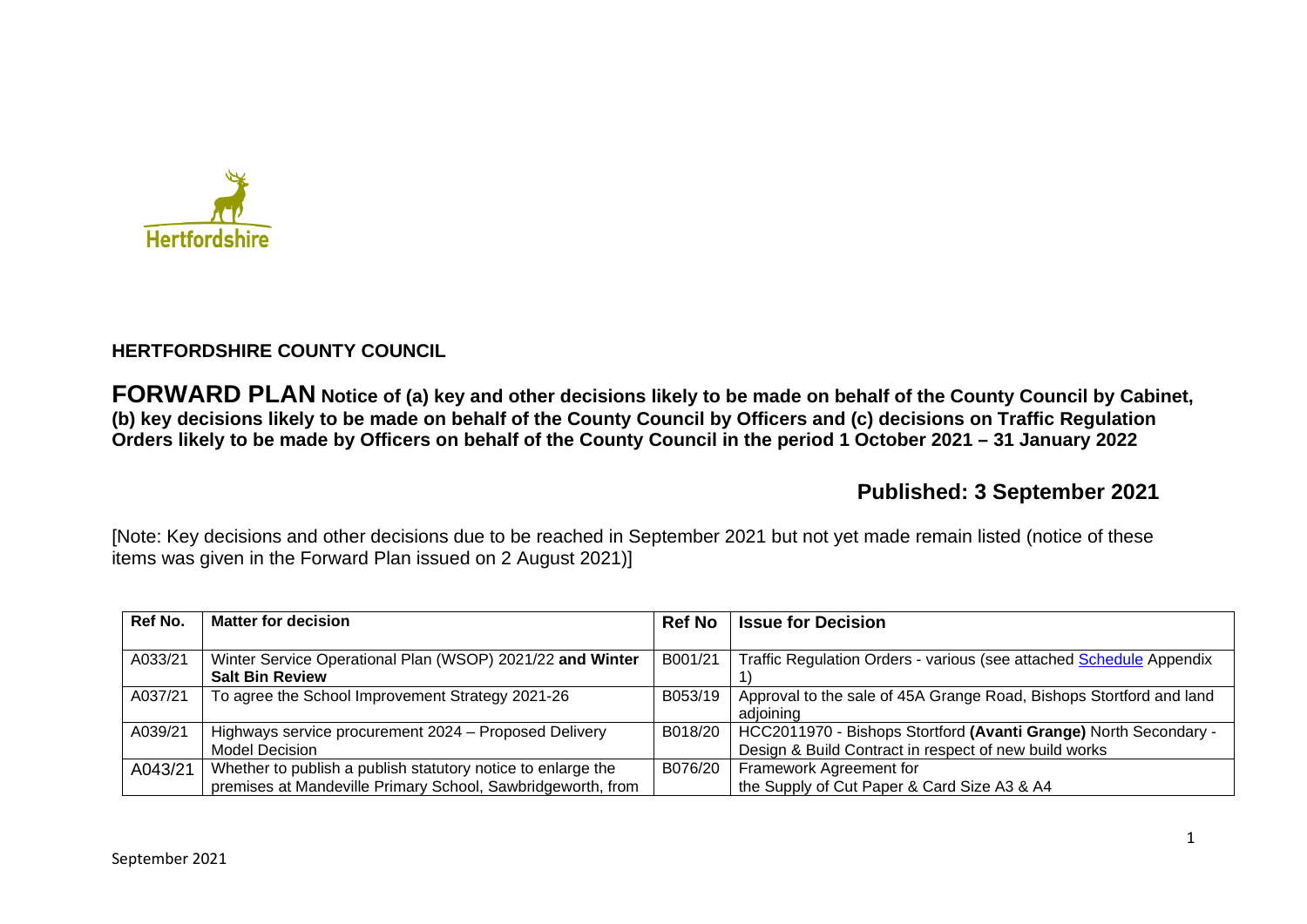**HERTFORDSHIRE COUNTY COUNCIL**

**FORWARD PLAN Notice of (a) key and other decisions likely to be made on behalf of the County Council by Cabinet, (b) key decisions likely to be made on behalf of the County Council by Officers and (c) decisions on Traffic Regulation Orders likely to be made by Officers on behalf of the County Council in the period 1 October 2021 – 31 January 2022**

## Published: 3 September 2021

[Note: Key decisions and other decisions due to be reached in September 2021 but not yet made remain listed (notice of these items was given in the Forward Plan issued on 2 August 2021)]

| Ref No. | Matter for decision | Ref No | Issue for Decision |
|---|---|---|---|
| A033/21 | Winter Service Operational Plan (WSOP) 2021/22 **and Winter Salt Bin Review** | B001/21 | Traffic Regulation Orders - various (see attached Schedule Appendix 1) |
| A037/21 | To agree the School Improvement Strategy 2021-26 | B053/19 | Approval to the sale of 45A Grange Road, Bishops Stortford and land adjoining |
| A039/21 | Highways service procurement 2024 – Proposed Delivery Model Decision | B018/20 | HCC2011970 - Bishops Stortford **(Avanti Grange)** North Secondary - Design & Build Contract in respect of new build works |
| A043/21 | Whether to publish a publish statutory notice to enlarge the premises at Mandeville Primary School, Sawbridgeworth, from | B076/20 | Framework Agreement for the Supply of Cut Paper & Card Size A3 & A4 |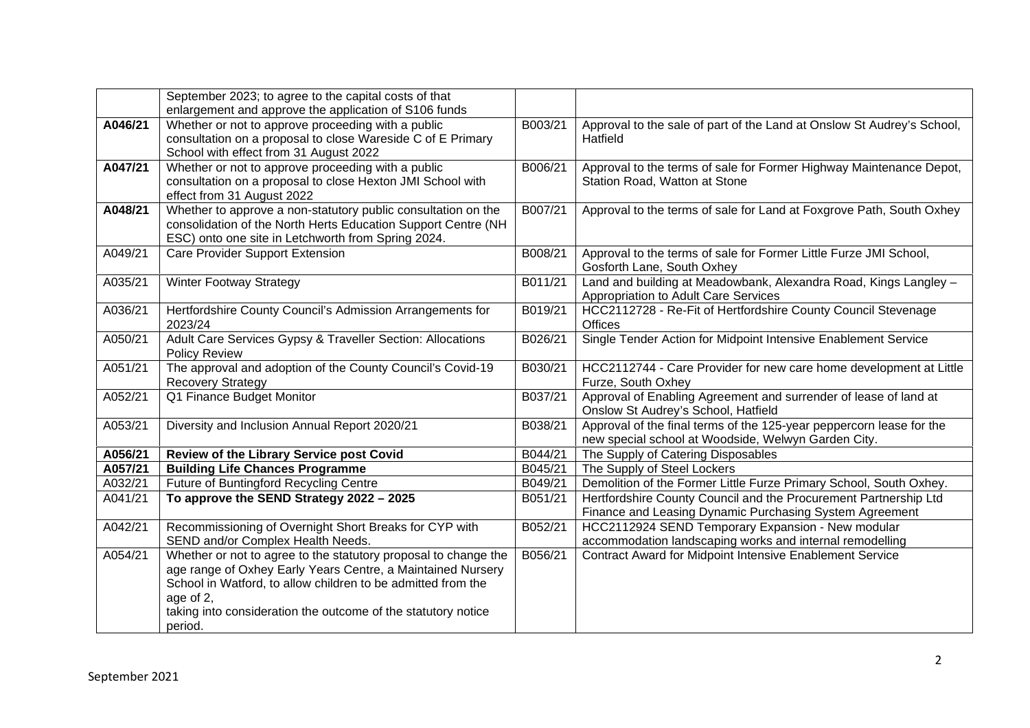| | | | |
|---|---|---|---|
| | September 2023; to agree to the capital costs of that enlargement and approve the application of S106 funds | | |
| **A046/21** | Whether or not to approve proceeding with a public consultation on a proposal to close Wareside C of E Primary School with effect from 31 August 2022 | B003/21 | Approval to the sale of part of the Land at Onslow St Audrey's School, Hatfield |
| **A047/21** | Whether or not to approve proceeding with a public consultation on a proposal to close Hexton JMI School with effect from 31 August 2022 | B006/21 | Approval to the terms of sale for Former Highway Maintenance Depot, Station Road, Watton at Stone |
| **A048/21** | Whether to approve a non-statutory public consultation on the consolidation of the North Herts Education Support Centre (NH ESC) onto one site in Letchworth from Spring 2024. | B007/21 | Approval to the terms of sale for Land at Foxgrove Path, South Oxhey |
| A049/21 | Care Provider Support Extension | B008/21 | Approval to the terms of sale for Former Little Furze JMI School, Gosforth Lane, South Oxhey |
| A035/21 | Winter Footway Strategy | B011/21 | Land and building at Meadowbank, Alexandra Road, Kings Langley – Appropriation to Adult Care Services |
| A036/21 | Hertfordshire County Council's Admission Arrangements for 2023/24 | B019/21 | HCC2112728 - Re-Fit of Hertfordshire County Council Stevenage Offices |
| A050/21 | Adult Care Services Gypsy & Traveller Section: Allocations Policy Review | B026/21 | Single Tender Action for Midpoint Intensive Enablement Service |
| A051/21 | The approval and adoption of the County Council's Covid-19 Recovery Strategy | B030/21 | HCC2112744 - Care Provider for new care home development at Little Furze, South Oxhey |
| A052/21 | Q1 Finance Budget Monitor | B037/21 | Approval of Enabling Agreement and surrender of lease of land at Onslow St Audrey's School, Hatfield |
| A053/21 | Diversity and Inclusion Annual Report 2020/21 | B038/21 | Approval of the final terms of the 125-year peppercorn lease for the new special school at Woodside, Welwyn Garden City. |
| **A056/21** | **Review of the Library Service post Covid** | B044/21 | The Supply of Catering Disposables |
| **A057/21** | **Building Life Chances Programme** | B045/21 | The Supply of Steel Lockers |
| A032/21 | Future of Buntingford Recycling Centre | B049/21 | Demolition of the Former Little Furze Primary School, South Oxhey. |
| A041/21 | **To approve the SEND Strategy 2022 – 2025** | B051/21 | Hertfordshire County Council and the Procurement Partnership Ltd Finance and Leasing Dynamic Purchasing System Agreement |
| A042/21 | Recommissioning of Overnight Short Breaks for CYP with SEND and/or Complex Health Needs. | B052/21 | HCC2112924 SEND Temporary Expansion - New modular accommodation landscaping works and internal remodelling |
| A054/21 | Whether or not to agree to the statutory proposal to change the age range of Oxhey Early Years Centre, a Maintained Nursery School in Watford, to allow children to be admitted from the age of 2, taking into consideration the outcome of the statutory notice period. | B056/21 | Contract Award for Midpoint Intensive Enablement Service |

September 2021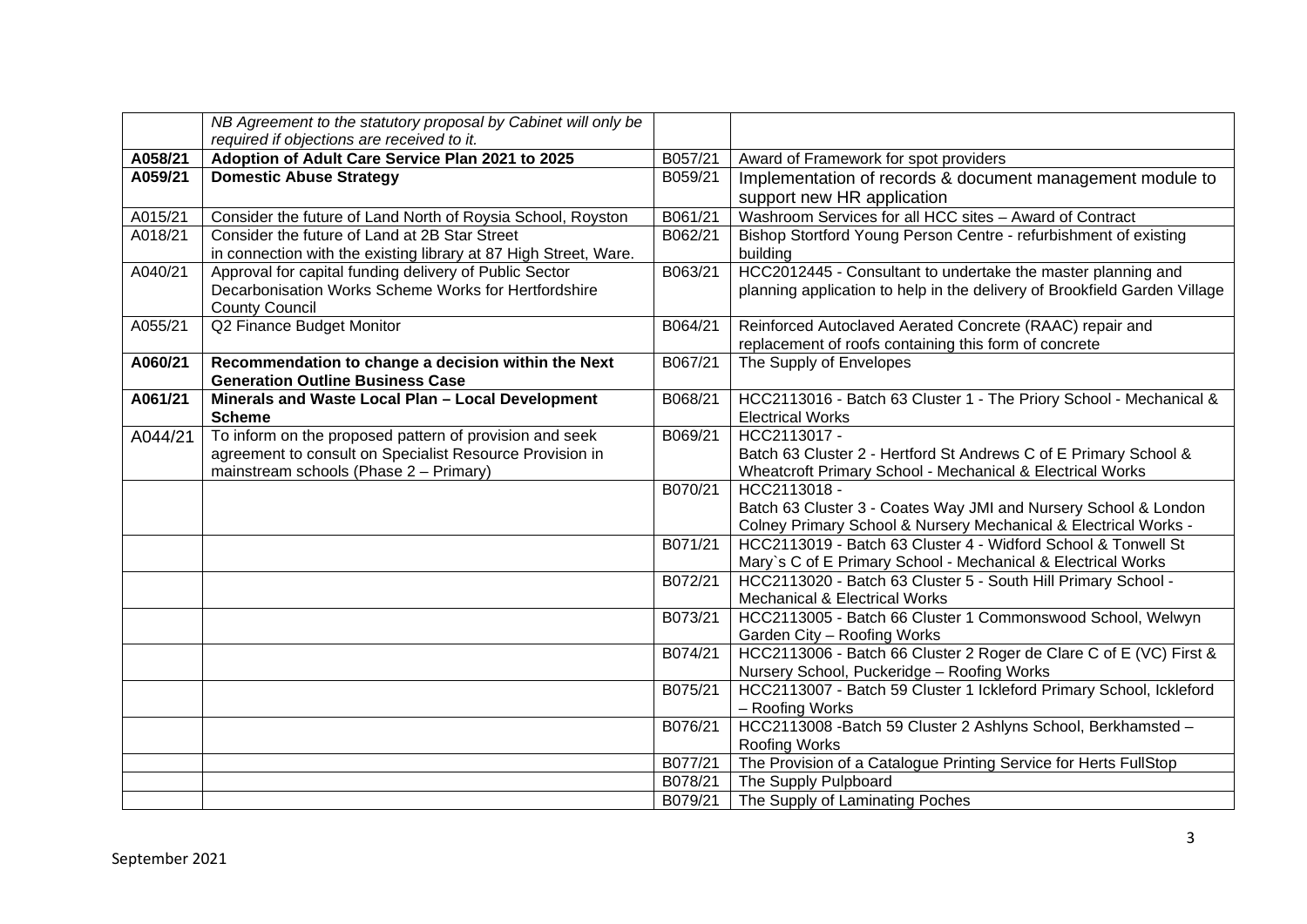| | | | |
|---|---|---|---|
| | *NB Agreement to the statutory proposal by Cabinet will only be required if objections are received to it.* | | |
| **A058/21** | **Adoption of Adult Care Service Plan 2021 to 2025** | B057/21 | Award of Framework for spot providers |
| **A059/21** | **Domestic Abuse Strategy** | B059/21 | Implementation of records & document management module to support new HR application |
| A015/21 | Consider the future of Land North of Roysia School, Royston | B061/21 | Washroom Services for all HCC sites – Award of Contract |
| A018/21 | Consider the future of Land at 2B Star Street in connection with the existing library at 87 High Street, Ware. | B062/21 | Bishop Stortford Young Person Centre - refurbishment of existing building |
| A040/21 | Approval for capital funding delivery of Public Sector Decarbonisation Works Scheme Works for Hertfordshire County Council | B063/21 | HCC2012445 - Consultant to undertake the master planning and planning application to help in the delivery of Brookfield Garden Village |
| A055/21 | Q2 Finance Budget Monitor | B064/21 | Reinforced Autoclaved Aerated Concrete (RAAC) repair and replacement of roofs containing this form of concrete |
| **A060/21** | **Recommendation to change a decision within the Next Generation Outline Business Case** | B067/21 | The Supply of Envelopes |
| **A061/21** | **Minerals and Waste Local Plan – Local Development Scheme** | B068/21 | HCC2113016 - Batch 63 Cluster 1 - The Priory School - Mechanical & Electrical Works |
| A044/21 | To inform on the proposed pattern of provision and seek agreement to consult on Specialist Resource Provision in mainstream schools (Phase 2 – Primary) | B069/21 | HCC2113017 - Batch 63 Cluster 2 - Hertford St Andrews C of E Primary School & Wheatcroft Primary School - Mechanical & Electrical Works |
| | | B070/21 | HCC2113018 - Batch 63 Cluster 3 - Coates Way JMI and Nursery School & London Colney Primary School & Nursery Mechanical & Electrical Works - |
| | | B071/21 | HCC2113019 - Batch 63 Cluster 4 - Widford School & Tonwell St Mary`s C of E Primary School - Mechanical & Electrical Works |
| | | B072/21 | HCC2113020 - Batch 63 Cluster 5 - South Hill Primary School - Mechanical & Electrical Works |
| | | B073/21 | HCC2113005 - Batch 66 Cluster 1 Commonswood School, Welwyn Garden City – Roofing Works |
| | | B074/21 | HCC2113006 - Batch 66 Cluster 2 Roger de Clare C of E (VC) First & Nursery School, Puckeridge – Roofing Works |
| | | B075/21 | HCC2113007 - Batch 59 Cluster 1 Ickleford Primary School, Ickleford – Roofing Works |
| | | B076/21 | HCC2113008 -Batch 59 Cluster 2 Ashlyns School, Berkhamsted – Roofing Works |
| | | B077/21 | The Provision of a Catalogue Printing Service for Herts FullStop |
| | | B078/21 | The Supply Pulpboard |
| | | B079/21 | The Supply of Laminating Poches |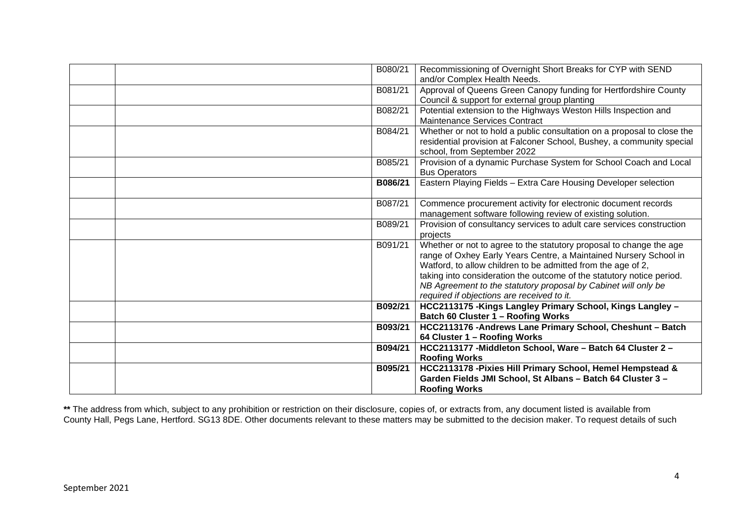| | | | |
|---|---|---|---|
| | | B080/21 | Recommissioning of Overnight Short Breaks for CYP with SEND and/or Complex Health Needs. |
| | | B081/21 | Approval of Queens Green Canopy funding for Hertfordshire County Council & support for external group planting |
| | | B082/21 | Potential extension to the Highways Weston Hills Inspection and Maintenance Services Contract |
| | | B084/21 | Whether or not to hold a public consultation on a proposal to close the residential provision at Falconer School, Bushey, a community special school, from September 2022 |
| | | B085/21 | Provision of a dynamic Purchase System for School Coach and Local Bus Operators |
| | | **B086/21** | Eastern Playing Fields – Extra Care Housing Developer selection |
| | | B087/21 | Commence procurement activity for electronic document records management software following review of existing solution. |
| | | B089/21 | Provision of consultancy services to adult care services construction projects |
| | | B091/21 | Whether or not to agree to the statutory proposal to change the age range of Oxhey Early Years Centre, a Maintained Nursery School in Watford, to allow children to be admitted from the age of 2, taking into consideration the outcome of the statutory notice period. *NB Agreement to the statutory proposal by Cabinet will only be required if objections are received to it.* |
| | | **B092/21** | **HCC2113175 -Kings Langley Primary School, Kings Langley – Batch 60 Cluster 1 – Roofing Works** |
| | | **B093/21** | **HCC2113176 -Andrews Lane Primary School, Cheshunt – Batch 64 Cluster 1 – Roofing Works** |
| | | **B094/21** | **HCC2113177 -Middleton School, Ware – Batch 64 Cluster 2 – Roofing Works** |
| | | **B095/21** | **HCC2113178 -Pixies Hill Primary School, Hemel Hempstead & Garden Fields JMI School, St Albans – Batch 64 Cluster 3 – Roofing Works** |

**\*\*** The address from which, subject to any prohibition or restriction on their disclosure, copies of, or extracts from, any document listed is available from County Hall, Pegs Lane, Hertford. SG13 8DE. Other documents relevant to these matters may be submitted to the decision maker. To request details of such

September 2021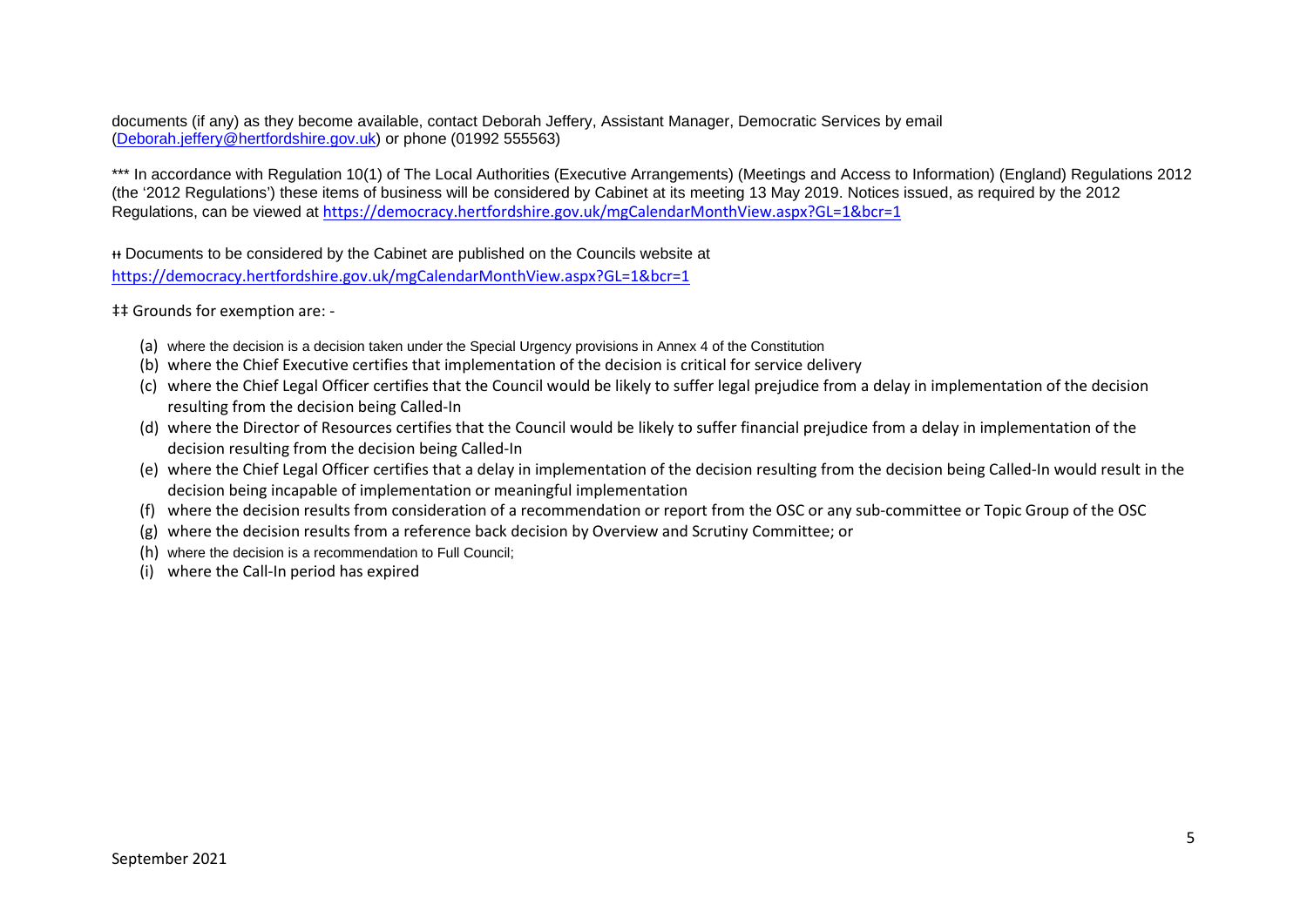documents (if any) as they become available, contact Deborah Jeffery, Assistant Manager, Democratic Services by email (Deborah.jeffery@hertfordshire.gov.uk) or phone (01992 555563)

*** In accordance with Regulation 10(1) of The Local Authorities (Executive Arrangements) (Meetings and Access to Information) (England) Regulations 2012 (the '2012 Regulations') these items of business will be considered by Cabinet at its meeting 13 May 2019. Notices issued, as required by the 2012 Regulations, can be viewed at https://democracy.hertfordshire.gov.uk/mgCalendarMonthView.aspx?GL=1&bcr=1

ŧŧ Documents to be considered by the Cabinet are published on the Councils website at https://democracy.hertfordshire.gov.uk/mgCalendarMonthView.aspx?GL=1&bcr=1

‡‡ Grounds for exemption are: -

(a) where the decision is a decision taken under the Special Urgency provisions in Annex 4 of the Constitution
(b) where the Chief Executive certifies that implementation of the decision is critical for service delivery
(c) where the Chief Legal Officer certifies that the Council would be likely to suffer legal prejudice from a delay in implementation of the decision resulting from the decision being Called-In
(d) where the Director of Resources certifies that the Council would be likely to suffer financial prejudice from a delay in implementation of the decision resulting from the decision being Called-In
(e) where the Chief Legal Officer certifies that a delay in implementation of the decision resulting from the decision being Called-In would result in the decision being incapable of implementation or meaningful implementation
(f) where the decision results from consideration of a recommendation or report from the OSC or any sub-committee or Topic Group of the OSC
(g) where the decision results from a reference back decision by Overview and Scrutiny Committee; or
(h) where the decision is a recommendation to Full Council;
(i) where the Call-In period has expired

September 2021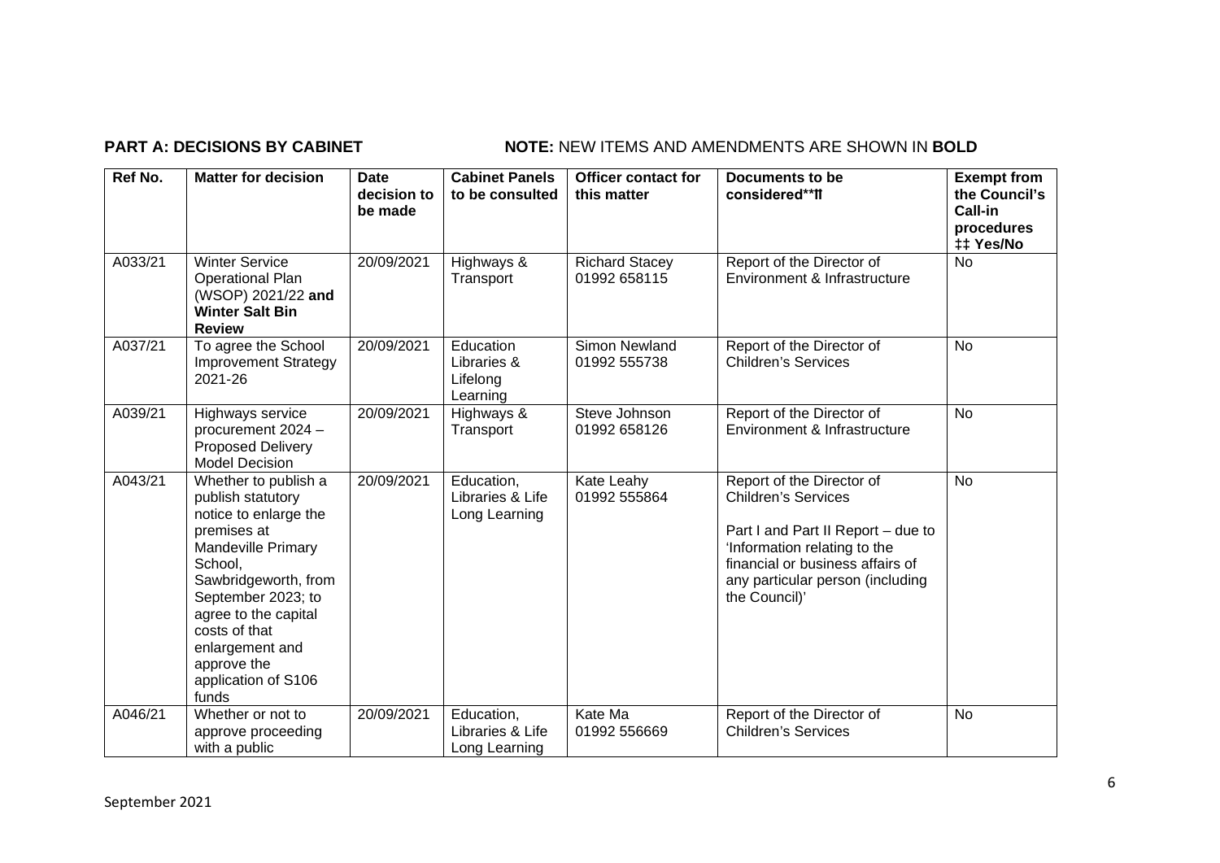**PART A: DECISIONS BY CABINET** **NOTE:** NEW ITEMS AND AMENDMENTS ARE SHOWN IN **BOLD**

| Ref No. | Matter for decision | Date decision to be made | Cabinet Panels to be consulted | Officer contact for this matter | Documents to be considered**ꟿ | Exempt from the Council's Call-in procedures ‡‡ Yes/No |
|---|---|---|---|---|---|---|
| A033/21 | Winter Service Operational Plan (WSOP) 2021/22 **and Winter Salt Bin Review** | 20/09/2021 | Highways & Transport | Richard Stacey 01992 658115 | Report of the Director of Environment & Infrastructure | No |
| A037/21 | To agree the School Improvement Strategy 2021-26 | 20/09/2021 | Education Libraries & Lifelong Learning | Simon Newland 01992 555738 | Report of the Director of Children's Services | No |
| A039/21 | Highways service procurement 2024 – Proposed Delivery Model Decision | 20/09/2021 | Highways & Transport | Steve Johnson 01992 658126 | Report of the Director of Environment & Infrastructure | No |
| A043/21 | Whether to publish a publish statutory notice to enlarge the premises at Mandeville Primary School, Sawbridgeworth, from September 2023; to agree to the capital costs of that enlargement and approve the application of S106 funds | 20/09/2021 | Education, Libraries & Life Long Learning | Kate Leahy 01992 555864 | Report of the Director of Children's Services<br><br>Part I and Part II Report – due to 'Information relating to the financial or business affairs of any particular person (including the Council)' | No |
| A046/21 | Whether or not to approve proceeding with a public | 20/09/2021 | Education, Libraries & Life Long Learning | Kate Ma 01992 556669 | Report of the Director of Children's Services | No |

September 2021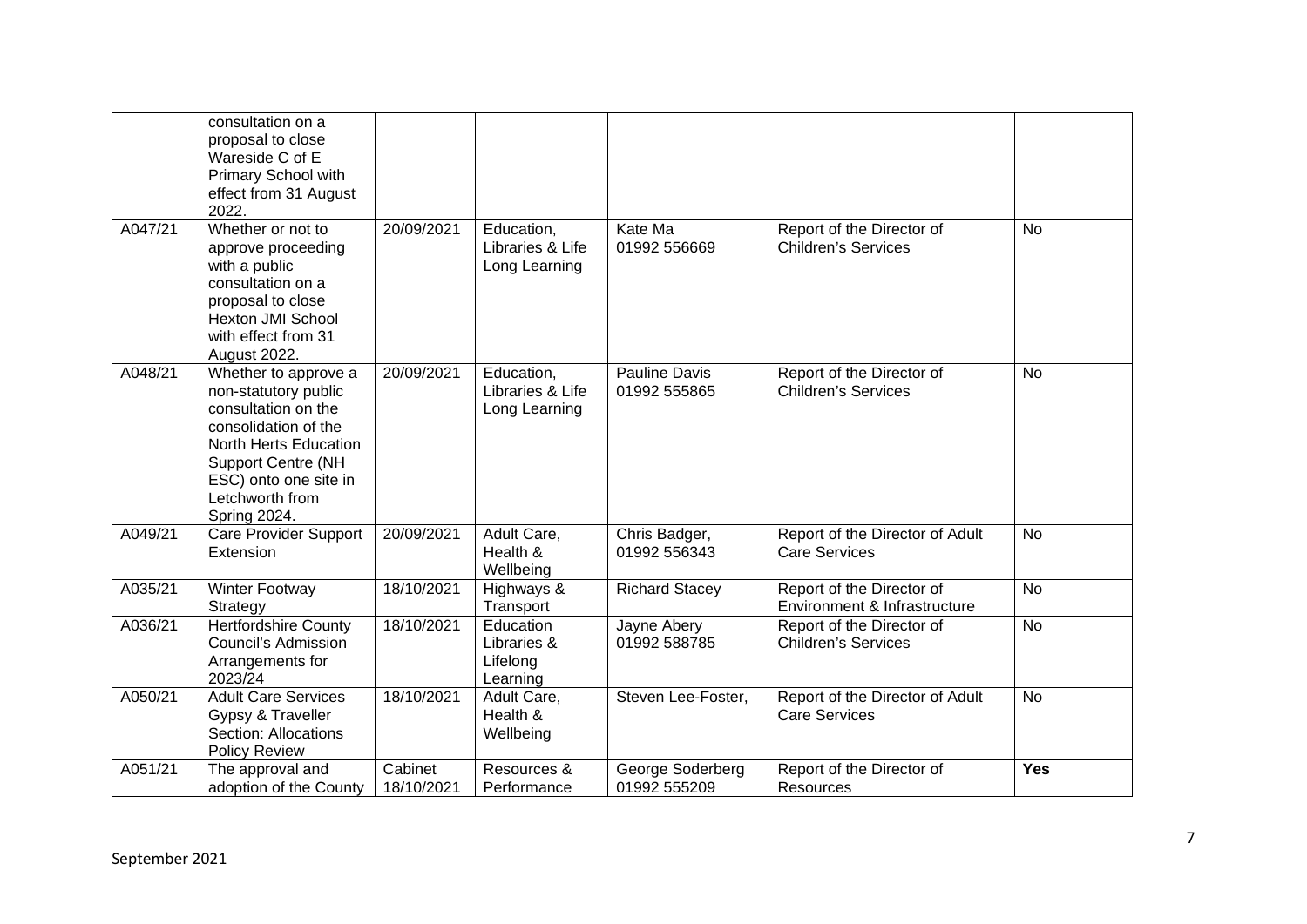| | | | | | | |
|---|---|---|---|---|---|---|
| | consultation on a proposal to close Wareside C of E Primary School with effect from 31 August 2022. | | | | | |
| A047/21 | Whether or not to approve proceeding with a public consultation on a proposal to close Hexton JMI School with effect from 31 August 2022. | 20/09/2021 | Education, Libraries & Life Long Learning | Kate Ma 01992 556669 | Report of the Director of Children's Services | No |
| A048/21 | Whether to approve a non-statutory public consultation on the consolidation of the North Herts Education Support Centre (NH ESC) onto one site in Letchworth from Spring 2024. | 20/09/2021 | Education, Libraries & Life Long Learning | Pauline Davis 01992 555865 | Report of the Director of Children's Services | No |
| A049/21 | Care Provider Support Extension | 20/09/2021 | Adult Care, Health & Wellbeing | Chris Badger, 01992 556343 | Report of the Director of Adult Care Services | No |
| A035/21 | Winter Footway Strategy | 18/10/2021 | Highways & Transport | Richard Stacey | Report of the Director of Environment & Infrastructure | No |
| A036/21 | Hertfordshire County Council's Admission Arrangements for 2023/24 | 18/10/2021 | Education Libraries & Lifelong Learning | Jayne Abery 01992 588785 | Report of the Director of Children's Services | No |
| A050/21 | Adult Care Services Gypsy & Traveller Section: Allocations Policy Review | 18/10/2021 | Adult Care, Health & Wellbeing | Steven Lee-Foster, | Report of the Director of Adult Care Services | No |
| A051/21 | The approval and adoption of the County | Cabinet 18/10/2021 | Resources & Performance | George Soderberg 01992 555209 | Report of the Director of Resources | **Yes** |

September 2021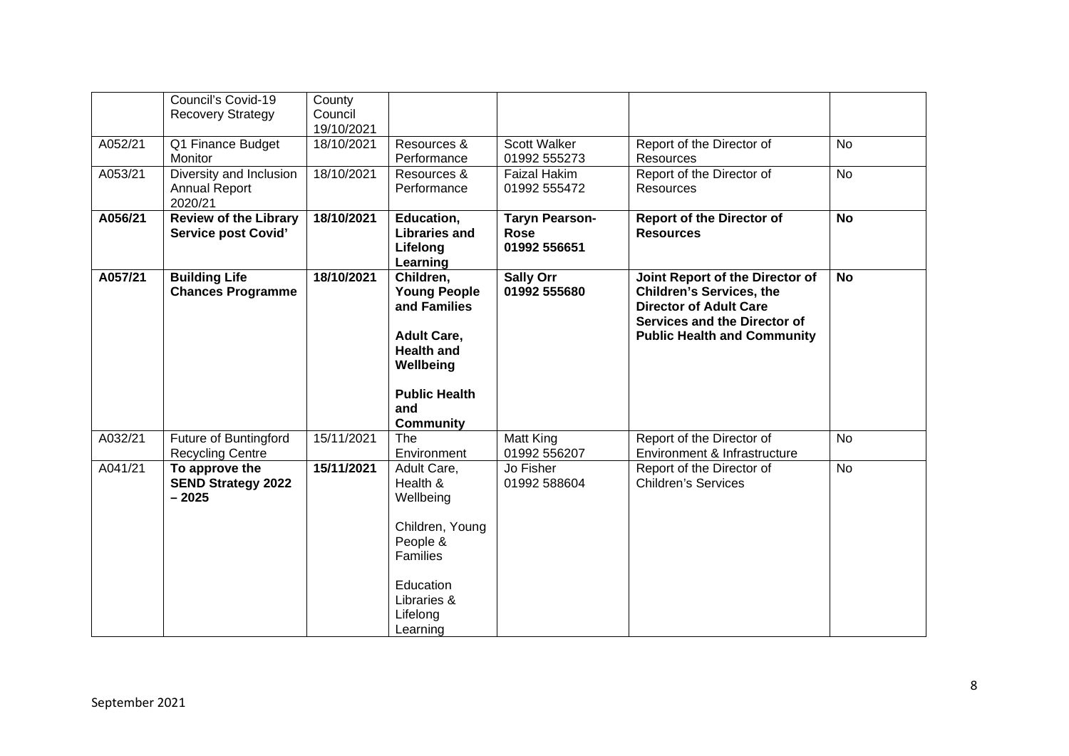| | | | | | | |
|---|---|---|---|---|---|---|
| | Council's Covid-19 Recovery Strategy | County Council 19/10/2021 | | | | |
| A052/21 | Q1 Finance Budget Monitor | 18/10/2021 | Resources & Performance | Scott Walker 01992 555273 | Report of the Director of Resources | No |
| A053/21 | Diversity and Inclusion Annual Report 2020/21 | 18/10/2021 | Resources & Performance | Faizal Hakim 01992 555472 | Report of the Director of Resources | No |
| **A056/21** | **Review of the Library Service post Covid'** | **18/10/2021** | **Education, Libraries and Lifelong Learning** | **Taryn Pearson-Rose 01992 556651** | **Report of the Director of Resources** | **No** |
| **A057/21** | **Building Life Chances Programme** | **18/10/2021** | **Children, Young People and Families**<br><br>**Adult Care, Health and Wellbeing**<br><br>**Public Health and Community** | **Sally Orr 01992 555680** | **Joint Report of the Director of Children's Services, the Director of Adult Care Services and the Director of Public Health and Community** | **No** |
| A032/21 | Future of Buntingford Recycling Centre | 15/11/2021 | The Environment | Matt King 01992 556207 | Report of the Director of Environment & Infrastructure | No |
| A041/21 | **To approve the SEND Strategy 2022 – 2025** | **15/11/2021** | Adult Care, Health & Wellbeing<br><br>Children, Young People & Families<br><br>Education Libraries & Lifelong Learning | Jo Fisher 01992 588604 | Report of the Director of Children's Services | No |

September 2021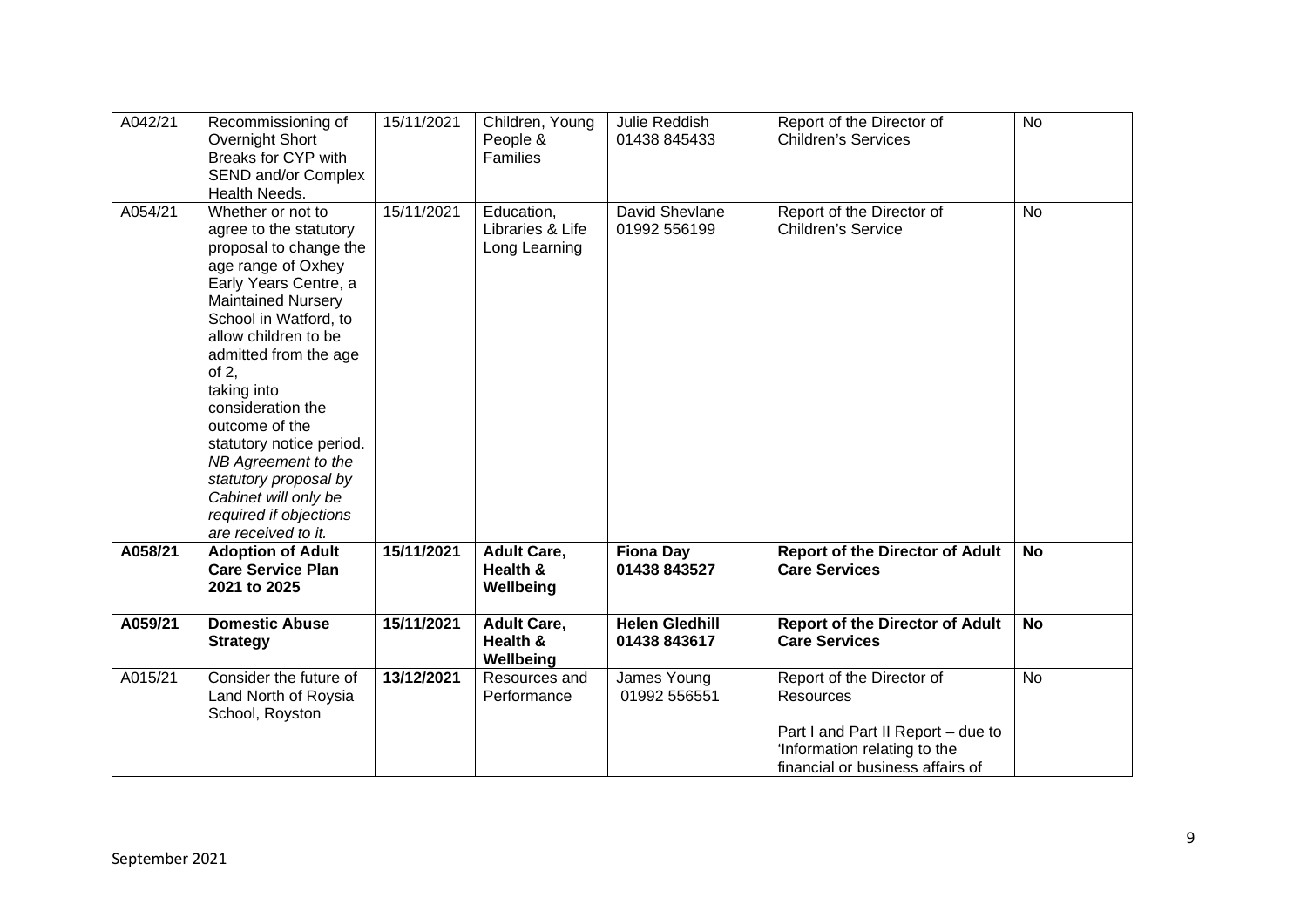| | | | | | | |
|---|---|---|---|---|---|---|
| A042/21 | Recommissioning of Overnight Short Breaks for CYP with SEND and/or Complex Health Needs. | 15/11/2021 | Children, Young People & Families | Julie Reddish 01438 845433 | Report of the Director of Children's Services | No |
| A054/21 | Whether or not to agree to the statutory proposal to change the age range of Oxhey Early Years Centre, a Maintained Nursery School in Watford, to allow children to be admitted from the age of 2, taking into consideration the outcome of the statutory notice period. *NB Agreement to the statutory proposal by Cabinet will only be required if objections are received to it.* | 15/11/2021 | Education, Libraries & Life Long Learning | David Shevlane 01992 556199 | Report of the Director of Children's Service | No |
| **A058/21** | **Adoption of Adult Care Service Plan 2021 to 2025** | **15/11/2021** | **Adult Care, Health & Wellbeing** | **Fiona Day 01438 843527** | **Report of the Director of Adult Care Services** | **No** |
| **A059/21** | **Domestic Abuse Strategy** | **15/11/2021** | **Adult Care, Health & Wellbeing** | **Helen Gledhill 01438 843617** | **Report of the Director of Adult Care Services** | **No** |
| A015/21 | Consider the future of Land North of Roysia School, Royston | **13/12/2021** | Resources and Performance | James Young 01992 556551 | Report of the Director of Resources<br><br>Part I and Part II Report – due to 'Information relating to the financial or business affairs of | No |

September 2021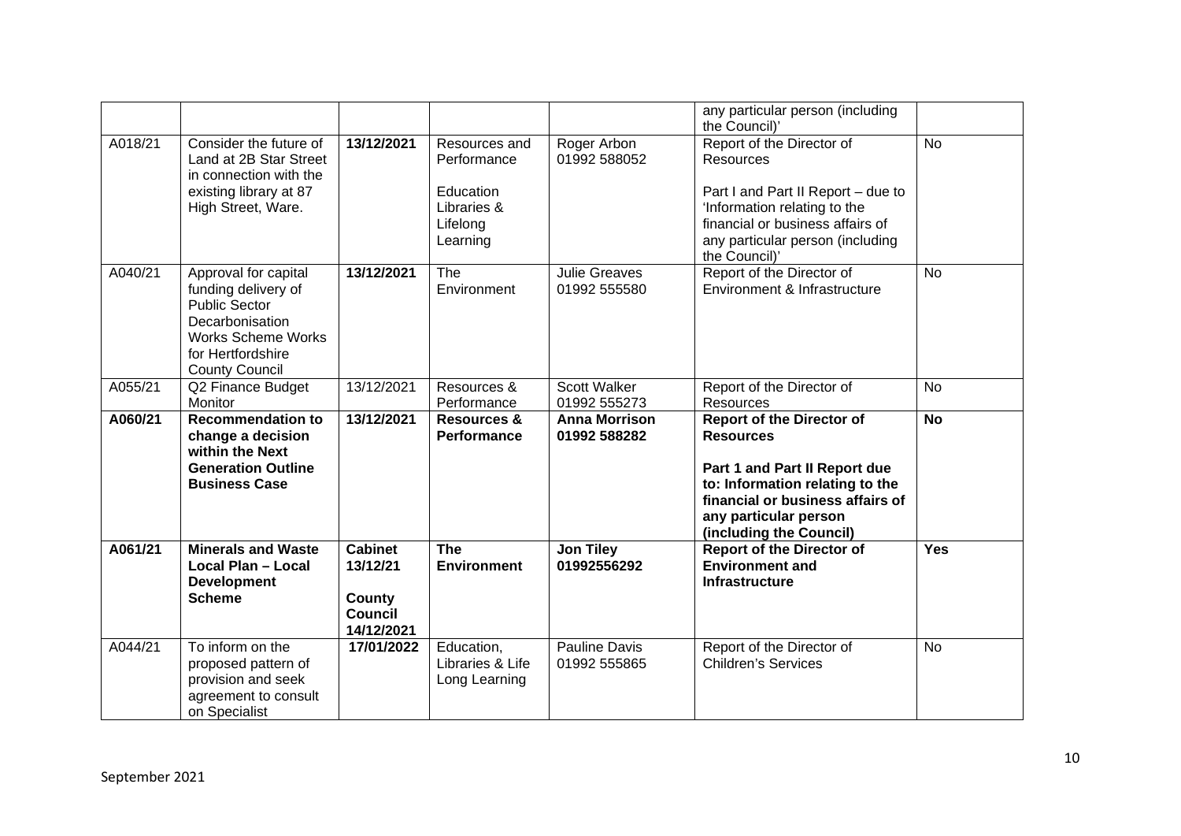| | | | | | | |
|---|---|---|---|---|---|---|
| | | | | | any particular person (including the Council)' | |
| A018/21 | Consider the future of Land at 2B Star Street in connection with the existing library at 87 High Street, Ware. | **13/12/2021** | Resources and Performance<br><br>Education Libraries & Lifelong Learning | Roger Arbon 01992 588052 | Report of the Director of Resources<br><br>Part I and Part II Report – due to 'Information relating to the financial or business affairs of any particular person (including the Council)' | No |
| A040/21 | Approval for capital funding delivery of Public Sector Decarbonisation Works Scheme Works for Hertfordshire County Council | **13/12/2021** | The Environment | Julie Greaves 01992 555580 | Report of the Director of Environment & Infrastructure | No |
| A055/21 | Q2 Finance Budget Monitor | 13/12/2021 | Resources & Performance | Scott Walker 01992 555273 | Report of the Director of Resources | No |
| **A060/21** | **Recommendation to change a decision within the Next Generation Outline Business Case** | **13/12/2021** | **Resources & Performance** | **Anna Morrison 01992 588282** | **Report of the Director of Resources**<br><br>**Part 1 and Part II Report due to: Information relating to the financial or business affairs of any particular person (including the Council)** | **No** |
| **A061/21** | **Minerals and Waste Local Plan – Local Development Scheme** | **Cabinet 13/12/21**<br><br>**County Council 14/12/2021** | **The Environment** | **Jon Tiley 01992556292** | **Report of the Director of Environment and Infrastructure** | **Yes** |
| A044/21 | To inform on the proposed pattern of provision and seek agreement to consult on Specialist | **17/01/2022** | Education, Libraries & Life Long Learning | Pauline Davis 01992 555865 | Report of the Director of Children's Services | No |

September 2021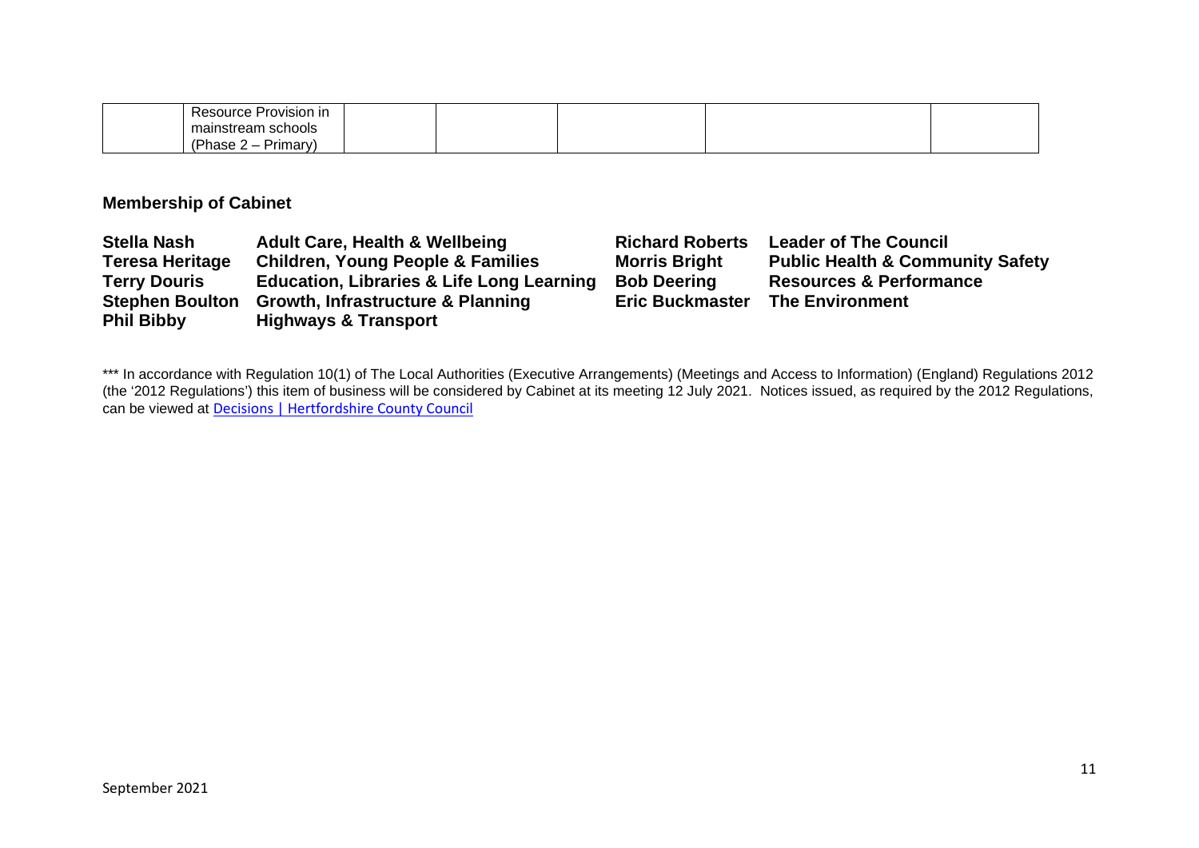| | | | | | | |
|---|---|---|---|---|---|---|
| | Resource Provision in mainstream schools (Phase 2 – Primary) | | | | | |

## Membership of Cabinet

| | | | |
|---|---|---|---|
| **Stella Nash** | **Adult Care, Health & Wellbeing** | **Richard Roberts** | **Leader of The Council** |
| **Teresa Heritage** | **Children, Young People & Families** | **Morris Bright** | **Public Health & Community Safety** |
| **Terry Douris** | **Education, Libraries & Life Long Learning** | **Bob Deering** | **Resources & Performance** |
| **Stephen Boulton** | **Growth, Infrastructure & Planning** | **Eric Buckmaster** | **The Environment** |
| **Phil Bibby** | **Highways & Transport** | | |

*** In accordance with Regulation 10(1) of The Local Authorities (Executive Arrangements) (Meetings and Access to Information) (England) Regulations 2012 (the '2012 Regulations') this item of business will be considered by Cabinet at its meeting 12 July 2021. Notices issued, as required by the 2012 Regulations, can be viewed at [Decisions | Hertfordshire County Council]

September 2021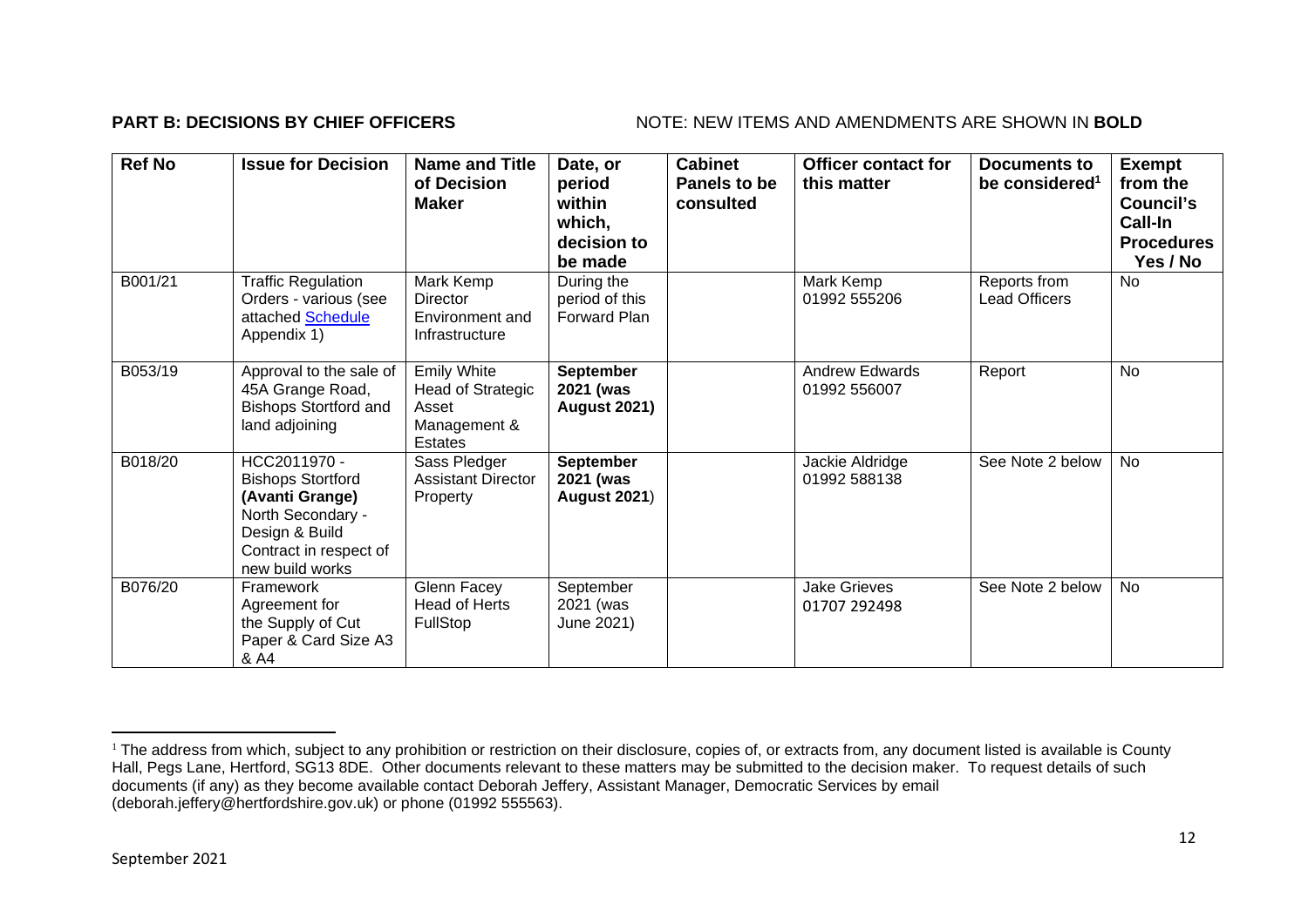**PART B: DECISIONS BY CHIEF OFFICERS** NOTE: NEW ITEMS AND AMENDMENTS ARE SHOWN IN **BOLD**

| Ref No | Issue for Decision | Name and Title of Decision Maker | Date, or period within which, decision to be made | Cabinet Panels to be consulted | Officer contact for this matter | Documents to be considered[1] | Exempt from the Council's Call-In Procedures Yes / No |
|---|---|---|---|---|---|---|---|
| B001/21 | Traffic Regulation Orders - various (see attached Schedule Appendix 1) | Mark Kemp Director Environment and Infrastructure | During the period of this Forward Plan | | Mark Kemp 01992 555206 | Reports from Lead Officers | No |
| B053/19 | Approval to the sale of 45A Grange Road, Bishops Stortford and land adjoining | Emily White Head of Strategic Asset Management & Estates | **September 2021 (was August 2021)** | | Andrew Edwards 01992 556007 | Report | No |
| B018/20 | HCC2011970 - Bishops Stortford **(Avanti Grange)** North Secondary - Design & Build Contract in respect of new build works | Sass Pledger Assistant Director Property | **September 2021 (was August 2021**) | | Jackie Aldridge 01992 588138 | See Note 2 below | No |
| B076/20 | Framework Agreement for the Supply of Cut Paper & Card Size A3 & A4 | Glenn Facey Head of Herts FullStop | September 2021 (was June 2021) | | Jake Grieves 01707 292498 | See Note 2 below | No |

[1] The address from which, subject to any prohibition or restriction on their disclosure, copies of, or extracts from, any document listed is available is County Hall, Pegs Lane, Hertford, SG13 8DE. Other documents relevant to these matters may be submitted to the decision maker. To request details of such documents (if any) as they become available contact Deborah Jeffery, Assistant Manager, Democratic Services by email (deborah.jeffery@hertfordshire.gov.uk) or phone (01992 555563).

September 2021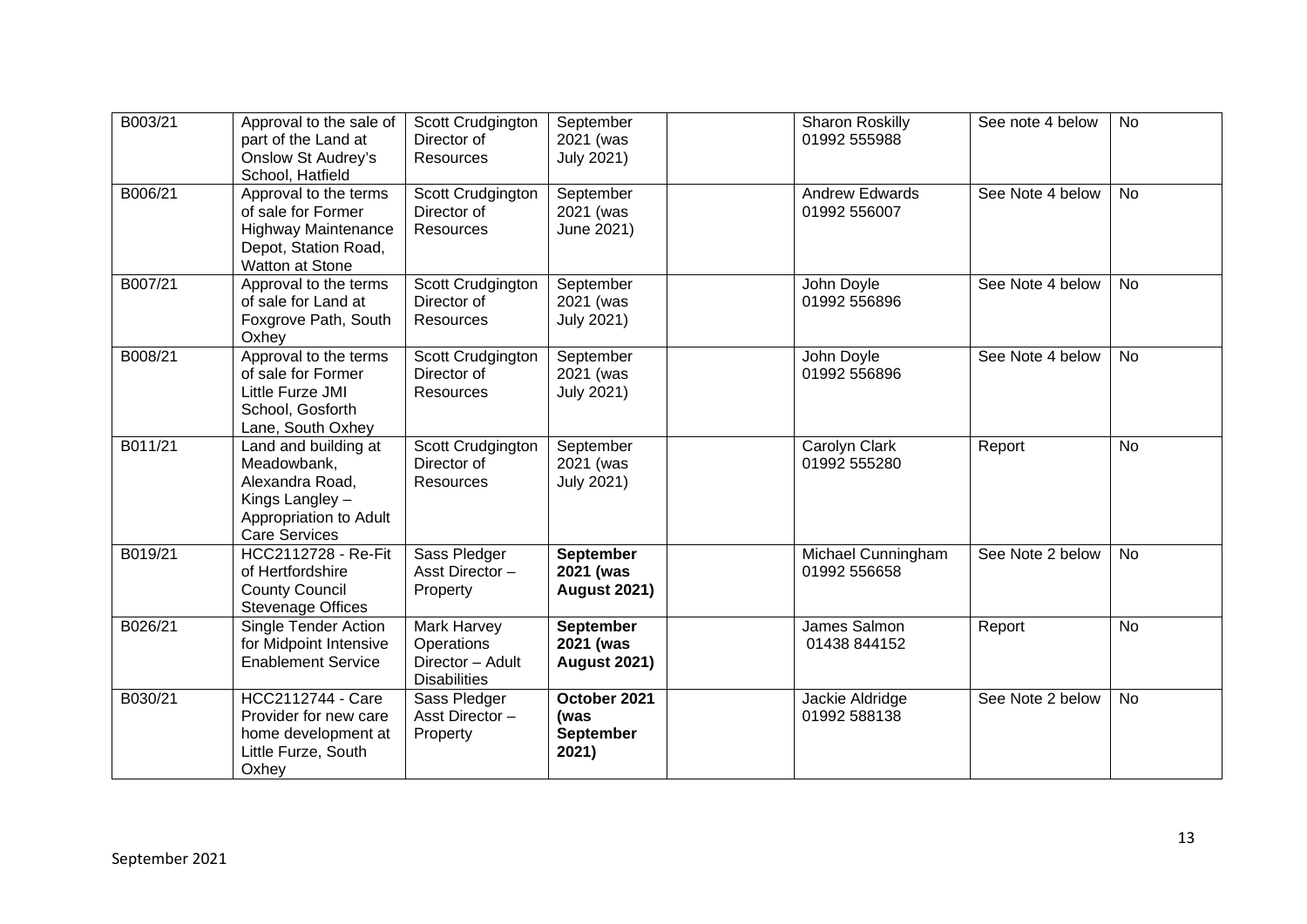| | | | | | | | |
|---|---|---|---|---|---|---|---|
| B003/21 | Approval to the sale of part of the Land at Onslow St Audrey's School, Hatfield | Scott Crudgington Director of Resources | September 2021 (was July 2021) | | Sharon Roskilly 01992 555988 | See note 4 below | No |
| B006/21 | Approval to the terms of sale for Former Highway Maintenance Depot, Station Road, Watton at Stone | Scott Crudgington Director of Resources | September 2021 (was June 2021) | | Andrew Edwards 01992 556007 | See Note 4 below | No |
| B007/21 | Approval to the terms of sale for Land at Foxgrove Path, South Oxhey | Scott Crudgington Director of Resources | September 2021 (was July 2021) | | John Doyle 01992 556896 | See Note 4 below | No |
| B008/21 | Approval to the terms of sale for Former Little Furze JMI School, Gosforth Lane, South Oxhey | Scott Crudgington Director of Resources | September 2021 (was July 2021) | | John Doyle 01992 556896 | See Note 4 below | No |
| B011/21 | Land and building at Meadowbank, Alexandra Road, Kings Langley – Appropriation to Adult Care Services | Scott Crudgington Director of Resources | September 2021 (was July 2021) | | Carolyn Clark 01992 555280 | Report | No |
| B019/21 | HCC2112728 - Re-Fit of Hertfordshire County Council Stevenage Offices | Sass Pledger Asst Director – Property | **September 2021 (was August 2021)** | | Michael Cunningham 01992 556658 | See Note 2 below | No |
| B026/21 | Single Tender Action for Midpoint Intensive Enablement Service | Mark Harvey Operations Director – Adult Disabilities | **September 2021 (was August 2021)** | | James Salmon 01438 844152 | Report | No |
| B030/21 | HCC2112744 - Care Provider for new care home development at Little Furze, South Oxhey | Sass Pledger Asst Director – Property | **October 2021 (was September 2021)** | | Jackie Aldridge 01992 588138 | See Note 2 below | No |

September 2021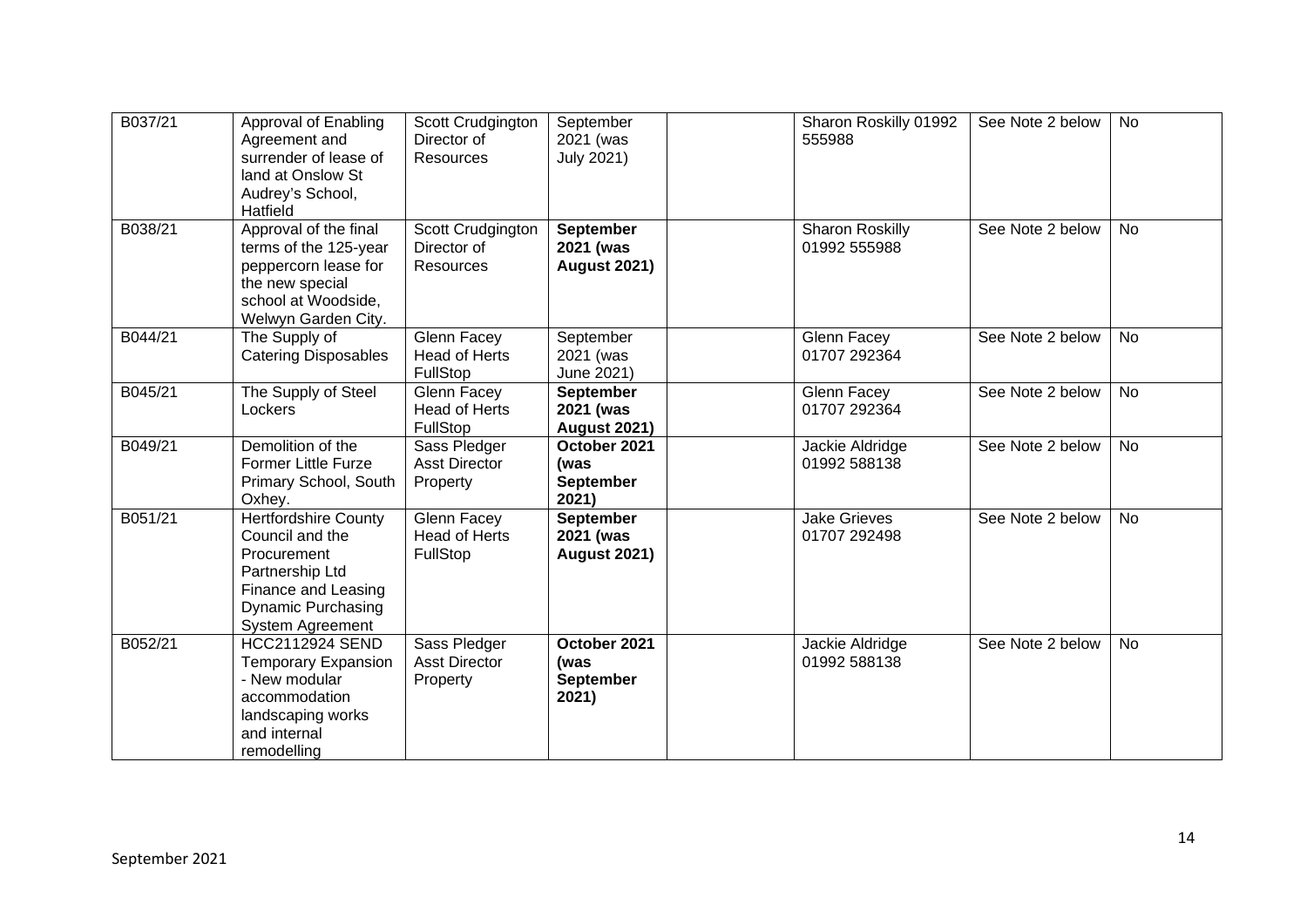| | | | | | | | |
|---|---|---|---|---|---|---|---|
| B037/21 | Approval of Enabling Agreement and surrender of lease of land at Onslow St Audrey's School, Hatfield | Scott Crudgington Director of Resources | September 2021 (was July 2021) | | Sharon Roskilly 01992 555988 | See Note 2 below | No |
| B038/21 | Approval of the final terms of the 125-year peppercorn lease for the new special school at Woodside, Welwyn Garden City. | Scott Crudgington Director of Resources | **September 2021 (was August 2021)** | | Sharon Roskilly 01992 555988 | See Note 2 below | No |
| B044/21 | The Supply of Catering Disposables | Glenn Facey Head of Herts FullStop | September 2021 (was June 2021) | | Glenn Facey 01707 292364 | See Note 2 below | No |
| B045/21 | The Supply of Steel Lockers | Glenn Facey Head of Herts FullStop | **September 2021 (was August 2021)** | | Glenn Facey 01707 292364 | See Note 2 below | No |
| B049/21 | Demolition of the Former Little Furze Primary School, South Oxhey. | Sass Pledger Asst Director Property | **October 2021 (was September 2021)** | | Jackie Aldridge 01992 588138 | See Note 2 below | No |
| B051/21 | Hertfordshire County Council and the Procurement Partnership Ltd Finance and Leasing Dynamic Purchasing System Agreement | Glenn Facey Head of Herts FullStop | **September 2021 (was August 2021)** | | Jake Grieves 01707 292498 | See Note 2 below | No |
| B052/21 | HCC2112924 SEND Temporary Expansion - New modular accommodation landscaping works and internal remodelling | Sass Pledger Asst Director Property | **October 2021 (was September 2021)** | | Jackie Aldridge 01992 588138 | See Note 2 below | No |

September 2021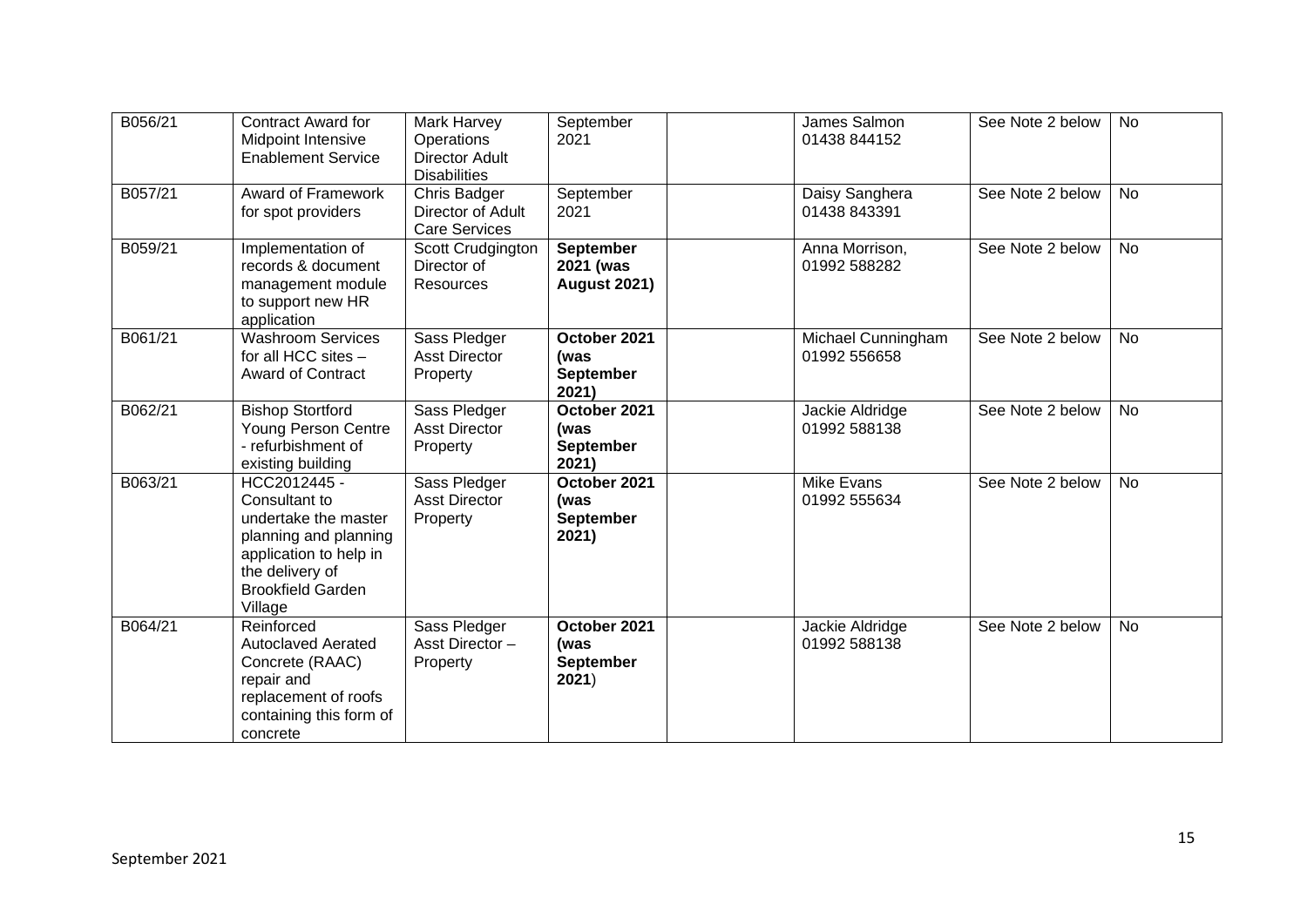| | | | | | | | |
|---|---|---|---|---|---|---|---|
| B056/21 | Contract Award for Midpoint Intensive Enablement Service | Mark Harvey Operations Director Adult Disabilities | September 2021 | | James Salmon 01438 844152 | See Note 2 below | No |
| B057/21 | Award of Framework for spot providers | Chris Badger Director of Adult Care Services | September 2021 | | Daisy Sanghera 01438 843391 | See Note 2 below | No |
| B059/21 | Implementation of records & document management module to support new HR application | Scott Crudgington Director of Resources | **September 2021 (was August 2021)** | | Anna Morrison, 01992 588282 | See Note 2 below | No |
| B061/21 | Washroom Services for all HCC sites – Award of Contract | Sass Pledger Asst Director Property | **October 2021 (was September 2021)** | | Michael Cunningham 01992 556658 | See Note 2 below | No |
| B062/21 | Bishop Stortford Young Person Centre - refurbishment of existing building | Sass Pledger Asst Director Property | **October 2021 (was September 2021)** | | Jackie Aldridge 01992 588138 | See Note 2 below | No |
| B063/21 | HCC2012445 - Consultant to undertake the master planning and planning application to help in the delivery of Brookfield Garden Village | Sass Pledger Asst Director Property | **October 2021 (was September 2021)** | | Mike Evans 01992 555634 | See Note 2 below | No |
| B064/21 | Reinforced Autoclaved Aerated Concrete (RAAC) repair and replacement of roofs containing this form of concrete | Sass Pledger Asst Director – Property | **October 2021 (was September 2021)** | | Jackie Aldridge 01992 588138 | See Note 2 below | No |

September 2021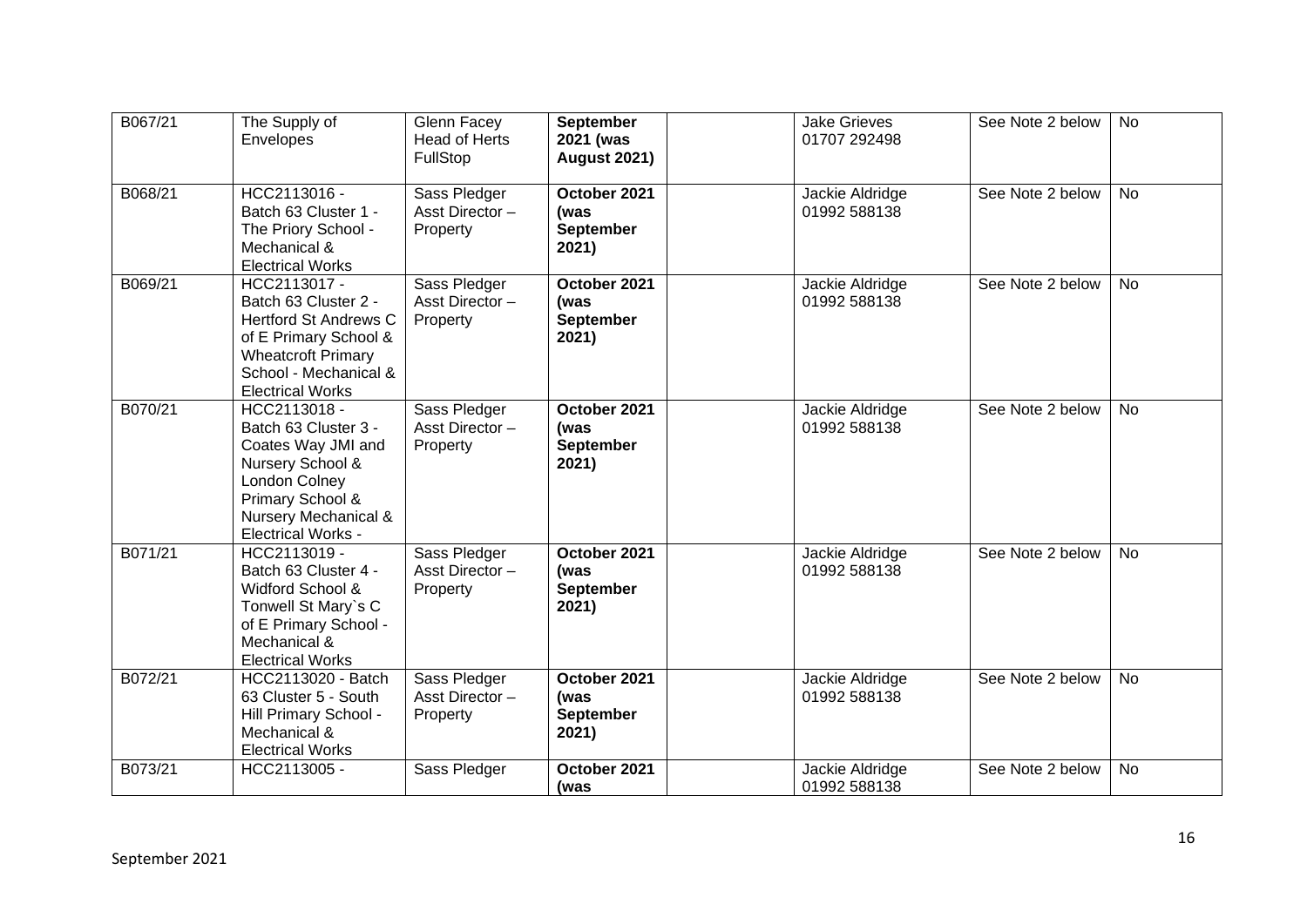| | | | | | | | |
|---|---|---|---|---|---|---|---|
| B067/21 | The Supply of Envelopes | Glenn Facey Head of Herts FullStop | **September 2021 (was August 2021)** | | Jake Grieves 01707 292498 | See Note 2 below | No |
| B068/21 | HCC2113016 - Batch 63 Cluster 1 - The Priory School - Mechanical & Electrical Works | Sass Pledger Asst Director – Property | **October 2021 (was September 2021)** | | Jackie Aldridge 01992 588138 | See Note 2 below | No |
| B069/21 | HCC2113017 - Batch 63 Cluster 2 - Hertford St Andrews C of E Primary School & Wheatcroft Primary School - Mechanical & Electrical Works | Sass Pledger Asst Director – Property | **October 2021 (was September 2021)** | | Jackie Aldridge 01992 588138 | See Note 2 below | No |
| B070/21 | HCC2113018 - Batch 63 Cluster 3 - Coates Way JMI and Nursery School & London Colney Primary School & Nursery Mechanical & Electrical Works - | Sass Pledger Asst Director – Property | **October 2021 (was September 2021)** | | Jackie Aldridge 01992 588138 | See Note 2 below | No |
| B071/21 | HCC2113019 - Batch 63 Cluster 4 - Widford School & Tonwell St Mary`s C of E Primary School - Mechanical & Electrical Works | Sass Pledger Asst Director – Property | **October 2021 (was September 2021)** | | Jackie Aldridge 01992 588138 | See Note 2 below | No |
| B072/21 | HCC2113020 - Batch 63 Cluster 5 - South Hill Primary School - Mechanical & Electrical Works | Sass Pledger Asst Director – Property | **October 2021 (was September 2021)** | | Jackie Aldridge 01992 588138 | See Note 2 below | No |
| B073/21 | HCC2113005 - | Sass Pledger | **October 2021 (was** | | Jackie Aldridge 01992 588138 | See Note 2 below | No |

September 2021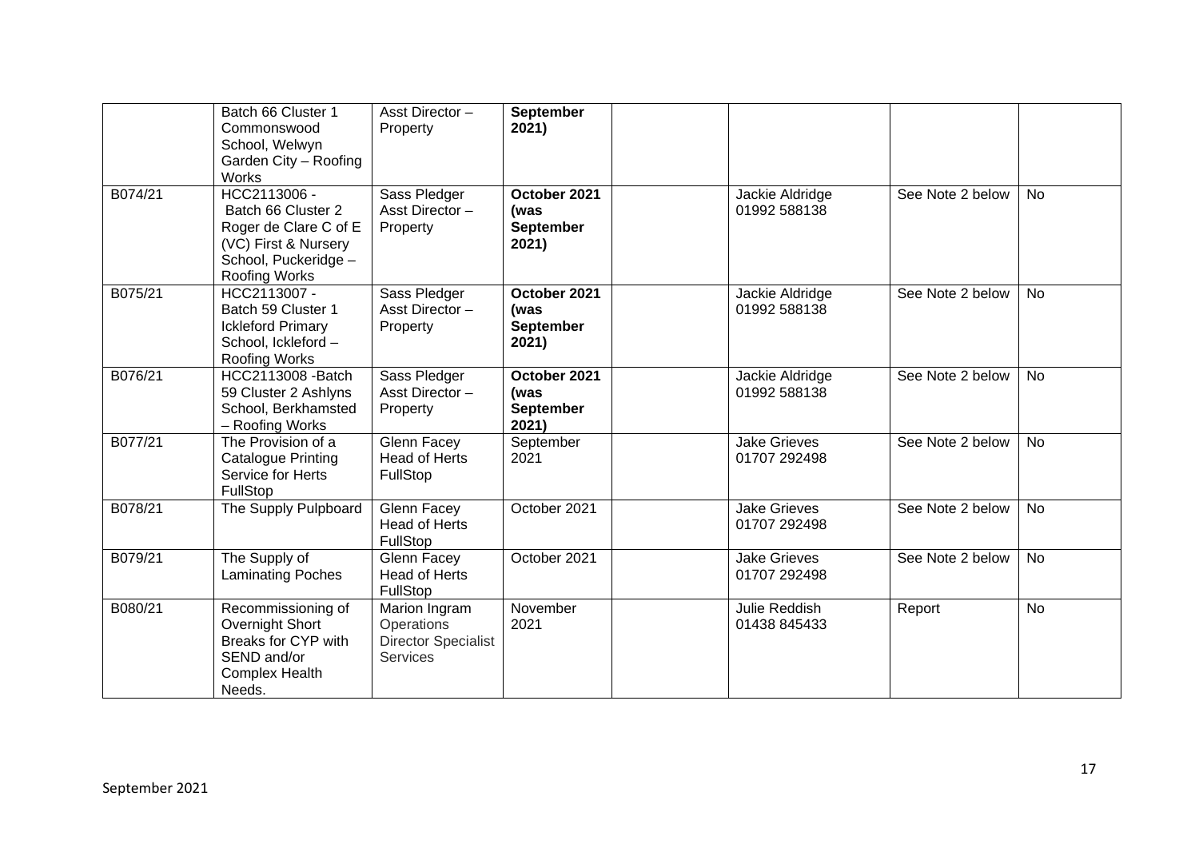| | | | | | | | |
|---|---|---|---|---|---|---|---|
| | Batch 66 Cluster 1 Commonswood School, Welwyn Garden City – Roofing Works | Asst Director – Property | **September 2021)** | | | | |
| B074/21 | HCC2113006 - Batch 66 Cluster 2 Roger de Clare C of E (VC) First & Nursery School, Puckeridge – Roofing Works | Sass Pledger Asst Director – Property | **October 2021 (was September 2021)** | | Jackie Aldridge 01992 588138 | See Note 2 below | No |
| B075/21 | HCC2113007 - Batch 59 Cluster 1 Ickleford Primary School, Ickleford – Roofing Works | Sass Pledger Asst Director – Property | **October 2021 (was September 2021)** | | Jackie Aldridge 01992 588138 | See Note 2 below | No |
| B076/21 | HCC2113008 -Batch 59 Cluster 2 Ashlyns School, Berkhamsted – Roofing Works | Sass Pledger Asst Director – Property | **October 2021 (was September 2021)** | | Jackie Aldridge 01992 588138 | See Note 2 below | No |
| B077/21 | The Provision of a Catalogue Printing Service for Herts FullStop | Glenn Facey Head of Herts FullStop | September 2021 | | Jake Grieves 01707 292498 | See Note 2 below | No |
| B078/21 | The Supply Pulpboard | Glenn Facey Head of Herts FullStop | October 2021 | | Jake Grieves 01707 292498 | See Note 2 below | No |
| B079/21 | The Supply of Laminating Poches | Glenn Facey Head of Herts FullStop | October 2021 | | Jake Grieves 01707 292498 | See Note 2 below | No |
| B080/21 | Recommissioning of Overnight Short Breaks for CYP with SEND and/or Complex Health Needs. | Marion Ingram Operations Director Specialist Services | November 2021 | | Julie Reddish 01438 845433 | Report | No |

September 2021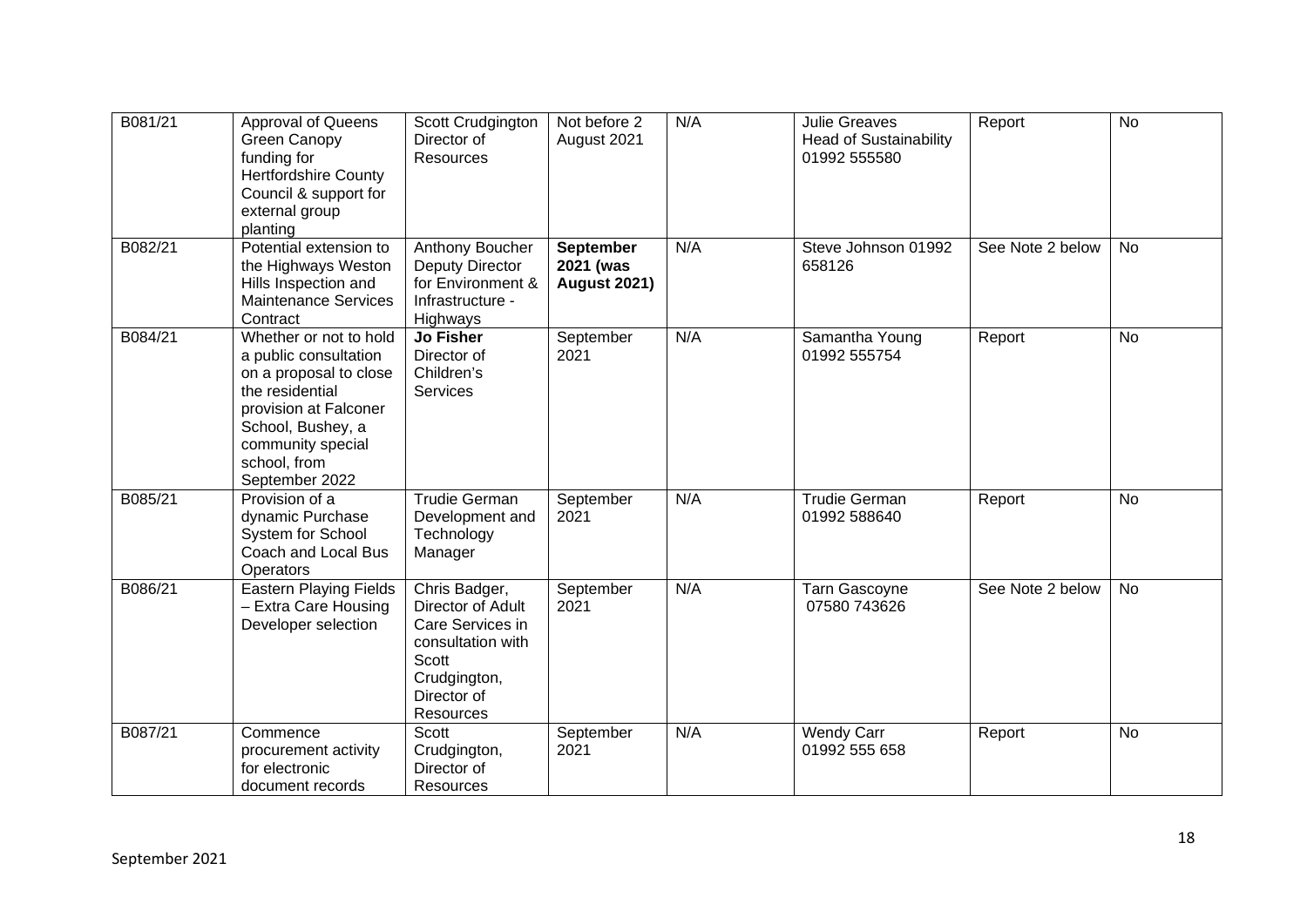| | | | | | | | |
|---|---|---|---|---|---|---|---|
| B081/21 | Approval of Queens Green Canopy funding for Hertfordshire County Council & support for external group planting | Scott Crudgington Director of Resources | Not before 2 August 2021 | N/A | Julie Greaves Head of Sustainability 01992 555580 | Report | No |
| B082/21 | Potential extension to the Highways Weston Hills Inspection and Maintenance Services Contract | Anthony Boucher Deputy Director for Environment & Infrastructure - Highways | **September 2021 (was August 2021)** | N/A | Steve Johnson 01992 658126 | See Note 2 below | No |
| B084/21 | Whether or not to hold a public consultation on a proposal to close the residential provision at Falconer School, Bushey, a community special school, from September 2022 | **Jo Fisher** Director of Children's Services | September 2021 | N/A | Samantha Young 01992 555754 | Report | No |
| B085/21 | Provision of a dynamic Purchase System for School Coach and Local Bus Operators | Trudie German Development and Technology Manager | September 2021 | N/A | Trudie German 01992 588640 | Report | No |
| B086/21 | Eastern Playing Fields – Extra Care Housing Developer selection | Chris Badger, Director of Adult Care Services in consultation with Scott Crudgington, Director of Resources | September 2021 | N/A | Tarn Gascoyne 07580 743626 | See Note 2 below | No |
| B087/21 | Commence procurement activity for electronic document records | Scott Crudgington, Director of Resources | September 2021 | N/A | Wendy Carr 01992 555 658 | Report | No |

September 2021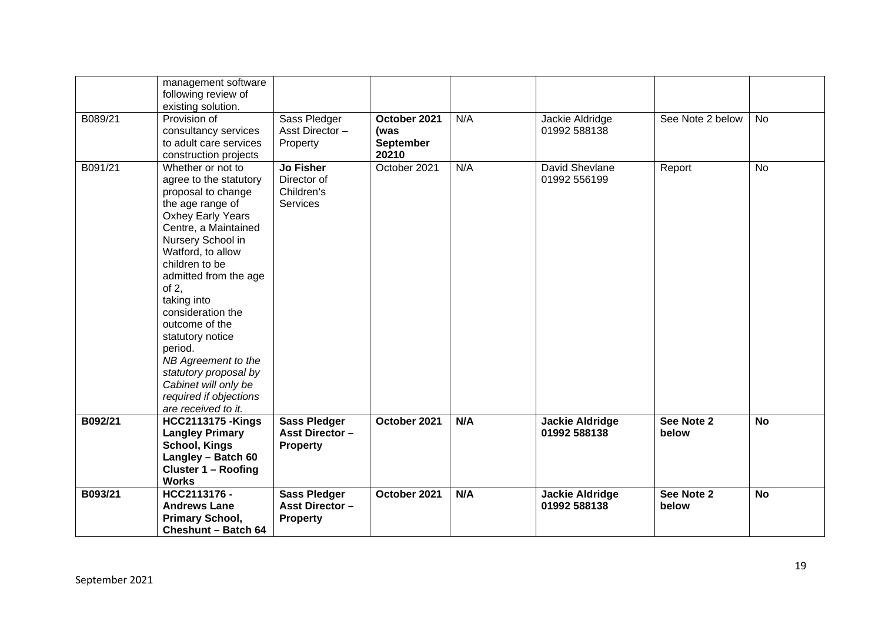| | | | | | | | |
|---|---|---|---|---|---|---|---|
| | management software following review of existing solution. | | | | | | |
| B089/21 | Provision of consultancy services to adult care services construction projects | Sass Pledger Asst Director – Property | **October 2021 (was September 20210** | N/A | Jackie Aldridge 01992 588138 | See Note 2 below | No |
| B091/21 | Whether or not to agree to the statutory proposal to change the age range of Oxhey Early Years Centre, a Maintained Nursery School in Watford, to allow children to be admitted from the age of 2, taking into consideration the outcome of the statutory notice period. *NB Agreement to the statutory proposal by Cabinet will only be required if objections are received to it.* | **Jo Fisher** Director of Children's Services | October 2021 | N/A | David Shevlane 01992 556199 | Report | No |
| **B092/21** | **HCC2113175 -Kings Langley Primary School, Kings Langley – Batch 60 Cluster 1 – Roofing Works** | **Sass Pledger Asst Director – Property** | **October 2021** | **N/A** | **Jackie Aldridge 01992 588138** | **See Note 2 below** | **No** |
| **B093/21** | **HCC2113176 - Andrews Lane Primary School, Cheshunt – Batch 64** | **Sass Pledger Asst Director – Property** | **October 2021** | **N/A** | **Jackie Aldridge 01992 588138** | **See Note 2 below** | **No** |

September 2021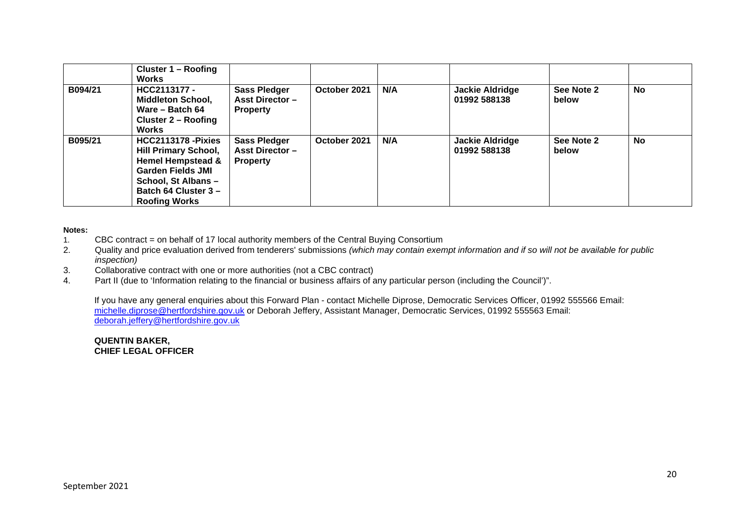| | | | | | | | |
|---|---|---|---|---|---|---|---|
| | **Cluster 1 – Roofing Works** | | | | | | |
| **B094/21** | **HCC2113177 - Middleton School, Ware – Batch 64 Cluster 2 – Roofing Works** | **Sass Pledger Asst Director – Property** | **October 2021** | **N/A** | **Jackie Aldridge 01992 588138** | **See Note 2 below** | **No** |
| **B095/21** | **HCC2113178 -Pixies Hill Primary School, Hemel Hempstead & Garden Fields JMI School, St Albans – Batch 64 Cluster 3 – Roofing Works** | **Sass Pledger Asst Director – Property** | **October 2021** | **N/A** | **Jackie Aldridge 01992 588138** | **See Note 2 below** | **No** |

**Notes:**

1. CBC contract = on behalf of 17 local authority members of the Central Buying Consortium
2. Quality and price evaluation derived from tenderers' submissions *(which may contain exempt information and if so will not be available for public inspection)*
3. Collaborative contract with one or more authorities (not a CBC contract)
4. Part II (due to 'Information relating to the financial or business affairs of any particular person (including the Council')".

If you have any general enquiries about this Forward Plan - contact Michelle Diprose, Democratic Services Officer, 01992 555566 Email: michelle.diprose@hertfordshire.gov.uk or Deborah Jeffery, Assistant Manager, Democratic Services, 01992 555563 Email: deborah.jeffery@hertfordshire.gov.uk

**QUENTIN BAKER,**
**CHIEF LEGAL OFFICER**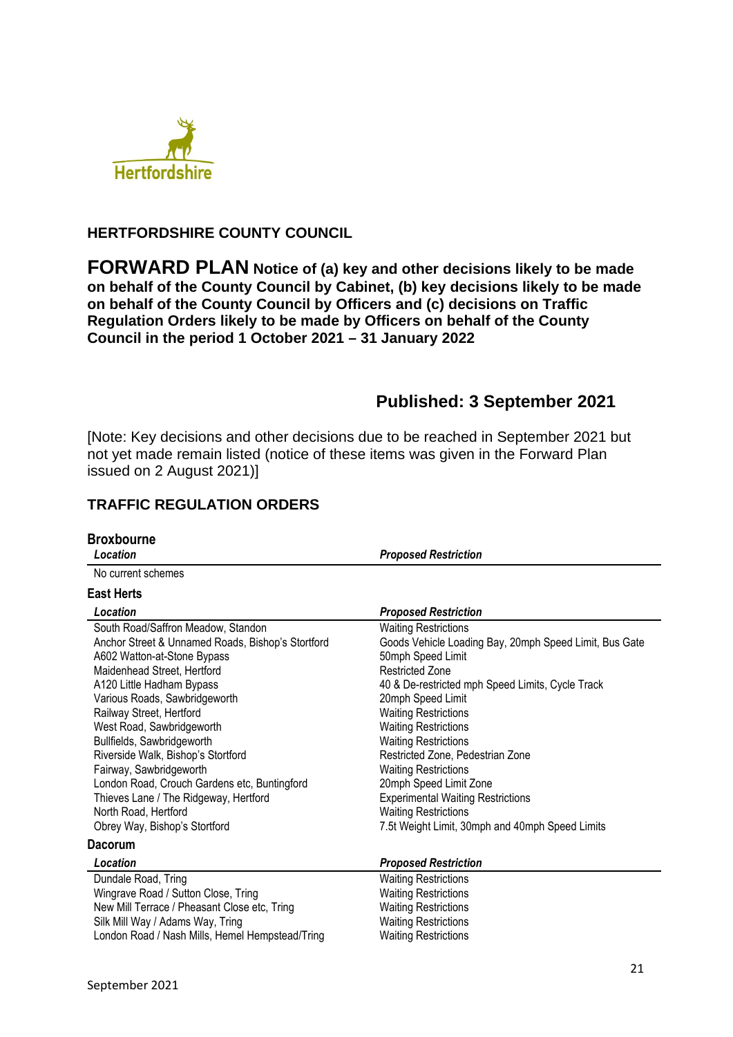**HERTFORDSHIRE COUNTY COUNCIL**

# FORWARD PLAN

**Notice of (a) key and other decisions likely to be made on behalf of the County Council by Cabinet, (b) key decisions likely to be made on behalf of the County Council by Officers and (c) decisions on Traffic Regulation Orders likely to be made by Officers on behalf of the County Council in the period 1 October 2021 – 31 January 2022**

## Published: 3 September 2021

[Note: Key decisions and other decisions due to be reached in September 2021 but not yet made remain listed (notice of these items was given in the Forward Plan issued on 2 August 2021)]

## TRAFFIC REGULATION ORDERS

### Broxbourne

| *Location* | *Proposed Restriction* |
|---|---|
| No current schemes | |

### East Herts

| *Location* | *Proposed Restriction* |
|---|---|
| South Road/Saffron Meadow, Standon | Waiting Restrictions |
| Anchor Street & Unnamed Roads, Bishop's Stortford | Goods Vehicle Loading Bay, 20mph Speed Limit, Bus Gate |
| A602 Watton-at-Stone Bypass | 50mph Speed Limit |
| Maidenhead Street, Hertford | Restricted Zone |
| A120 Little Hadham Bypass | 40 & De-restricted mph Speed Limits, Cycle Track |
| Various Roads, Sawbridgeworth | 20mph Speed Limit |
| Railway Street, Hertford | Waiting Restrictions |
| West Road, Sawbridgeworth | Waiting Restrictions |
| Bullfields, Sawbridgeworth | Waiting Restrictions |
| Riverside Walk, Bishop's Stortford | Restricted Zone, Pedestrian Zone |
| Fairway, Sawbridgeworth | Waiting Restrictions |
| London Road, Crouch Gardens etc, Buntingford | 20mph Speed Limit Zone |
| Thieves Lane / The Ridgeway, Hertford | Experimental Waiting Restrictions |
| North Road, Hertford | Waiting Restrictions |
| Obrey Way, Bishop's Stortford | 7.5t Weight Limit, 30mph and 40mph Speed Limits |

### Dacorum

| *Location* | *Proposed Restriction* |
|---|---|
| Dundale Road, Tring | Waiting Restrictions |
| Wingrave Road / Sutton Close, Tring | Waiting Restrictions |
| New Mill Terrace / Pheasant Close etc, Tring | Waiting Restrictions |
| Silk Mill Way / Adams Way, Tring | Waiting Restrictions |
| London Road / Nash Mills, Hemel Hempstead/Tring | Waiting Restrictions |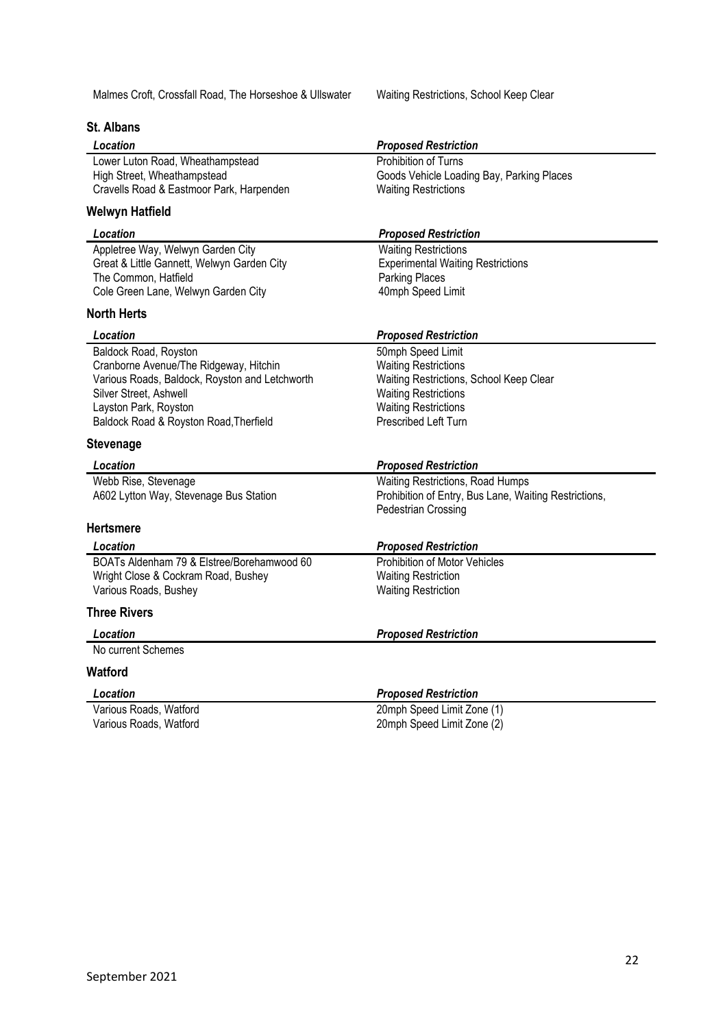| | |
|---|---|
| Malmes Croft, Crossfall Road, The Horseshoe & Ullswater | Waiting Restrictions, School Keep Clear |

### St. Albans

| *Location* | *Proposed Restriction* |
|---|---|
| Lower Luton Road, Wheathampstead | Prohibition of Turns |
| High Street, Wheathampstead | Goods Vehicle Loading Bay, Parking Places |
| Cravells Road & Eastmoor Park, Harpenden | Waiting Restrictions |

### Welwyn Hatfield

| *Location* | *Proposed Restriction* |
|---|---|
| Appletree Way, Welwyn Garden City | Waiting Restrictions |
| Great & Little Gannett, Welwyn Garden City | Experimental Waiting Restrictions |
| The Common, Hatfield | Parking Places |
| Cole Green Lane, Welwyn Garden City | 40mph Speed Limit |

### North Herts

| *Location* | *Proposed Restriction* |
|---|---|
| Baldock Road, Royston | 50mph Speed Limit |
| Cranborne Avenue/The Ridgeway, Hitchin | Waiting Restrictions |
| Various Roads, Baldock, Royston and Letchworth | Waiting Restrictions, School Keep Clear |
| Silver Street, Ashwell | Waiting Restrictions |
| Layston Park, Royston | Waiting Restrictions |
| Baldock Road & Royston Road,Therfield | Prescribed Left Turn |

### Stevenage

| *Location* | *Proposed Restriction* |
|---|---|
| Webb Rise, Stevenage | Waiting Restrictions, Road Humps |
| A602 Lytton Way, Stevenage Bus Station | Prohibition of Entry, Bus Lane, Waiting Restrictions, Pedestrian Crossing |

### Hertsmere

| *Location* | *Proposed Restriction* |
|---|---|
| BOATs Aldenham 79 & Elstree/Borehamwood 60 | Prohibition of Motor Vehicles |
| Wright Close & Cockram Road, Bushey | Waiting Restriction |
| Various Roads, Bushey | Waiting Restriction |

### Three Rivers

| *Location* | *Proposed Restriction* |
|---|---|
| No current Schemes | |

### Watford

| *Location* | *Proposed Restriction* |
|---|---|
| Various Roads, Watford | 20mph Speed Limit Zone (1) |
| Various Roads, Watford | 20mph Speed Limit Zone (2) |

September 2021